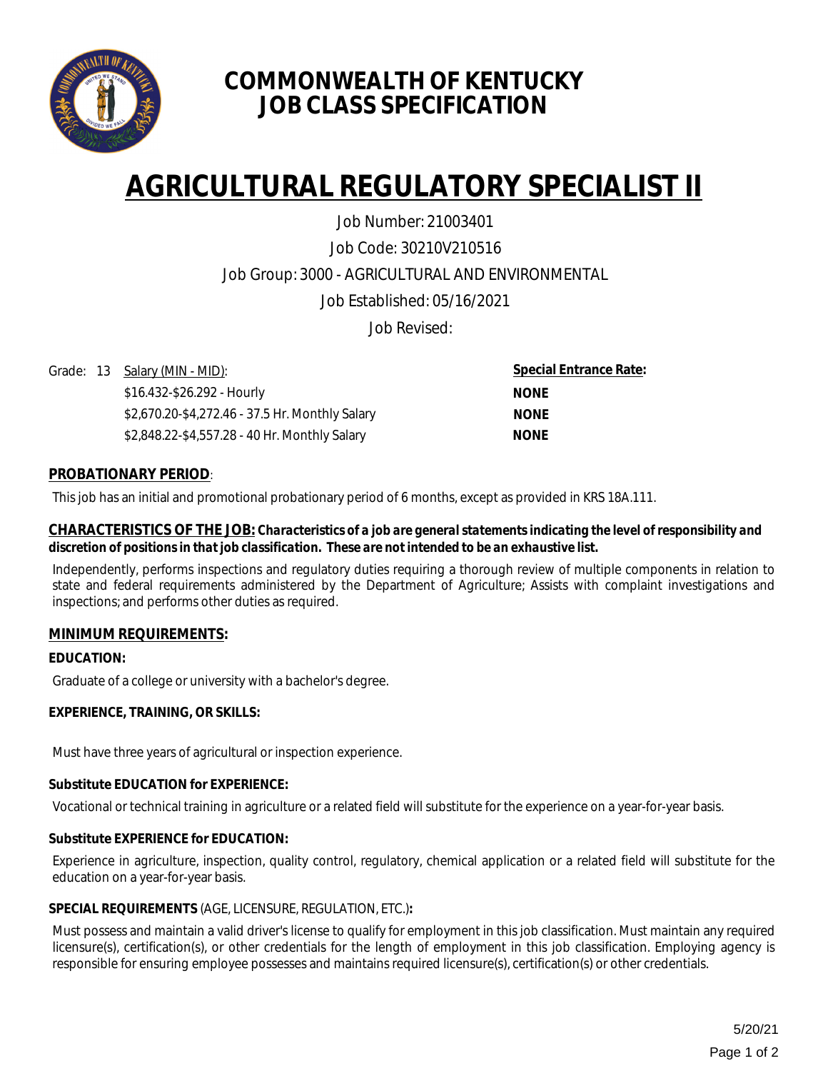# COMMONWEALTH OF KENTUCKY
# JOB CLASS SPECIFICATION

# AGRICULTURAL REGULATORY SPECIALIST II

Job Number: 21003401

Job Code: 30210V210516

Job Group: 3000 - AGRICULTURAL AND ENVIRONMENTAL

Job Established: 05/16/2021

Job Revised:

| Grade: 13 | Salary (MIN - MID): | Special Entrance Rate: |
|---|---|---|
| | $16.432-$26.292 - Hourly | NONE |
| | $2,670.20-$4,272.46 - 37.5 Hr. Monthly Salary | NONE |
| | $2,848.22-$4,557.28 - 40 Hr. Monthly Salary | NONE |

**PROBATIONARY PERIOD**:

This job has an initial and promotional probationary period of 6 months, except as provided in KRS 18A.111.

**CHARACTERISTICS OF THE JOB:** ***Characteristics of a job are general statements indicating the level of responsibility and discretion of positions in that job classification. These are not intended to be an exhaustive list.***

Independently, performs inspections and regulatory duties requiring a thorough review of multiple components in relation to state and federal requirements administered by the Department of Agriculture; Assists with complaint investigations and inspections; and performs other duties as required.

**MINIMUM REQUIREMENTS:**

**EDUCATION:**

Graduate of a college or university with a bachelor's degree.

**EXPERIENCE, TRAINING, OR SKILLS:**

Must have three years of agricultural or inspection experience.

**Substitute EDUCATION for EXPERIENCE:**

Vocational or technical training in agriculture or a related field will substitute for the experience on a year-for-year basis.

**Substitute EXPERIENCE for EDUCATION:**

Experience in agriculture, inspection, quality control, regulatory, chemical application or a related field will substitute for the education on a year-for-year basis.

**SPECIAL REQUIREMENTS** (AGE, LICENSURE, REGULATION, ETC.)**:**

Must possess and maintain a valid driver's license to qualify for employment in this job classification. Must maintain any required licensure(s), certification(s), or other credentials for the length of employment in this job classification. Employing agency is responsible for ensuring employee possesses and maintains required licensure(s), certification(s) or other credentials.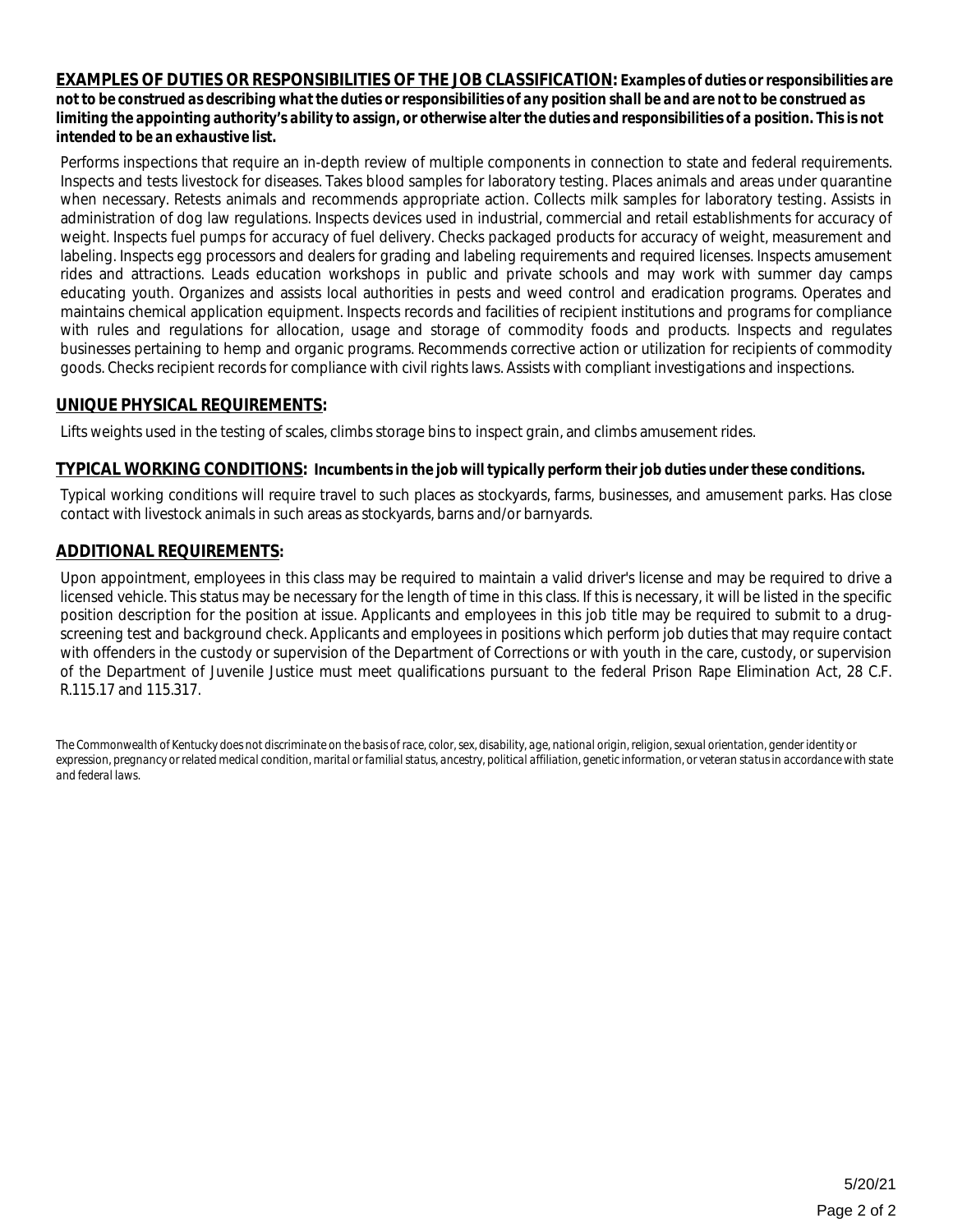**EXAMPLES OF DUTIES OR RESPONSIBILITIES OF THE JOB CLASSIFICATION:** ***Examples of duties or responsibilities are not to be construed as describing what the duties or responsibilities of any position shall be and are not to be construed as limiting the appointing authority's ability to assign, or otherwise alter the duties and responsibilities of a position. This is not intended to be an exhaustive list.***

Performs inspections that require an in-depth review of multiple components in connection to state and federal requirements. Inspects and tests livestock for diseases. Takes blood samples for laboratory testing. Places animals and areas under quarantine when necessary. Retests animals and recommends appropriate action. Collects milk samples for laboratory testing. Assists in administration of dog law regulations. Inspects devices used in industrial, commercial and retail establishments for accuracy of weight. Inspects fuel pumps for accuracy of fuel delivery. Checks packaged products for accuracy of weight, measurement and labeling. Inspects egg processors and dealers for grading and labeling requirements and required licenses. Inspects amusement rides and attractions. Leads education workshops in public and private schools and may work with summer day camps educating youth. Organizes and assists local authorities in pests and weed control and eradication programs. Operates and maintains chemical application equipment. Inspects records and facilities of recipient institutions and programs for compliance with rules and regulations for allocation, usage and storage of commodity foods and products. Inspects and regulates businesses pertaining to hemp and organic programs. Recommends corrective action or utilization for recipients of commodity goods. Checks recipient records for compliance with civil rights laws. Assists with compliant investigations and inspections.

**UNIQUE PHYSICAL REQUIREMENTS:**

Lifts weights used in the testing of scales, climbs storage bins to inspect grain, and climbs amusement rides.

**TYPICAL WORKING CONDITIONS:** **Incumbents in the job will typically perform their job duties under these conditions.**

Typical working conditions will require travel to such places as stockyards, farms, businesses, and amusement parks. Has close contact with livestock animals in such areas as stockyards, barns and/or barnyards.

**ADDITIONAL REQUIREMENTS:**

Upon appointment, employees in this class may be required to maintain a valid driver's license and may be required to drive a licensed vehicle. This status may be necessary for the length of time in this class. If this is necessary, it will be listed in the specific position description for the position at issue. Applicants and employees in this job title may be required to submit to a drug-screening test and background check. Applicants and employees in positions which perform job duties that may require contact with offenders in the custody or supervision of the Department of Corrections or with youth in the care, custody, or supervision of the Department of Juvenile Justice must meet qualifications pursuant to the federal Prison Rape Elimination Act, 28 C.F. R.115.17 and 115.317.

*The Commonwealth of Kentucky does not discriminate on the basis of race, color, sex, disability, age, national origin, religion, sexual orientation, gender identity or expression, pregnancy or related medical condition, marital or familial status, ancestry, political affiliation, genetic information, or veteran status in accordance with state and federal laws.*

5/20/21